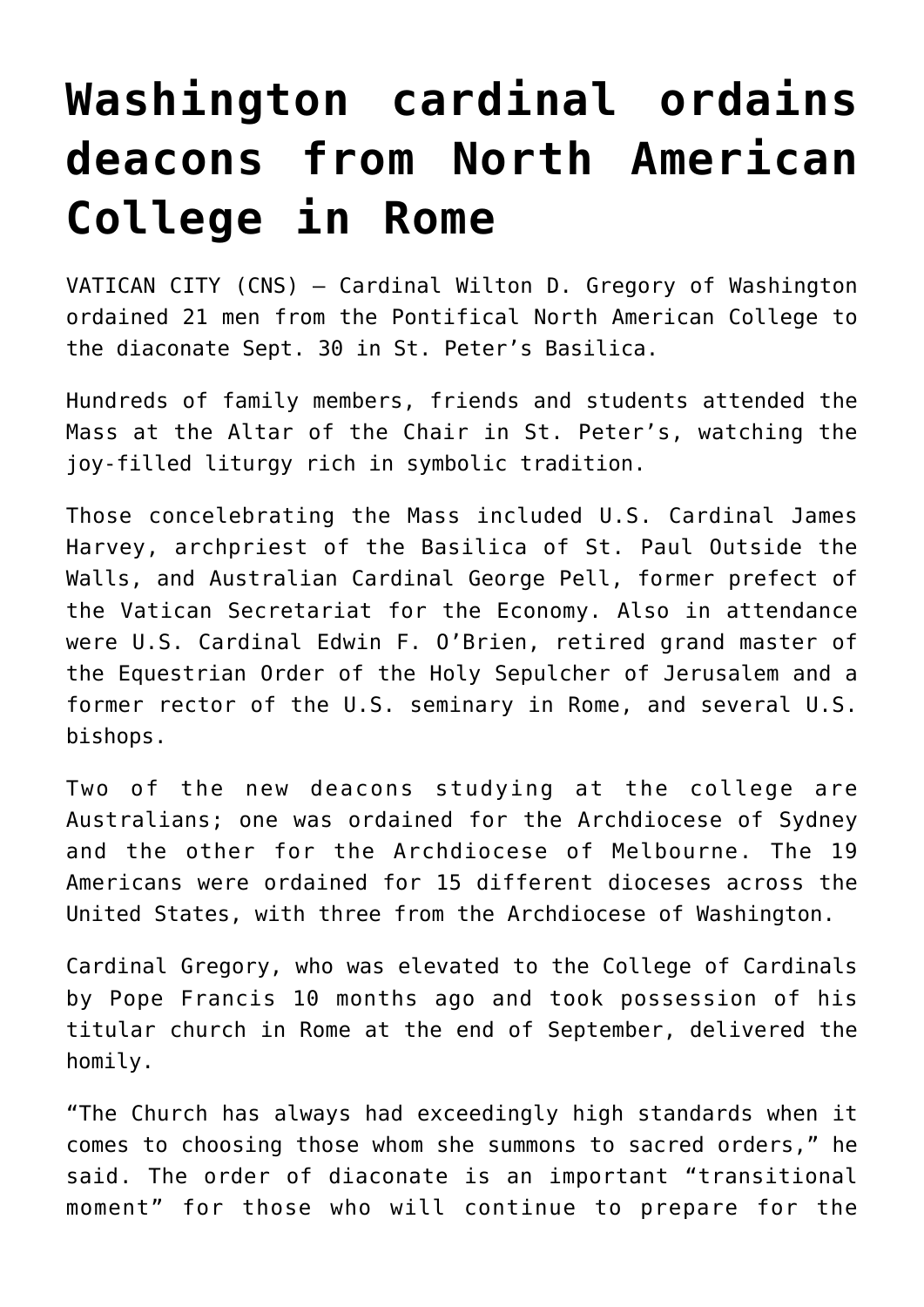# Washington cardinal ordains deacons from North American College in Rome

VATICAN CITY (CNS) — Cardinal Wilton D. Gregory of Washington ordained 21 men from the Pontifical North American College to the diaconate Sept. 30 in St. Peter's Basilica.

Hundreds of family members, friends and students attended the Mass at the Altar of the Chair in St. Peter's, watching the joy-filled liturgy rich in symbolic tradition.

Those concelebrating the Mass included U.S. Cardinal James Harvey, archpriest of the Basilica of St. Paul Outside the Walls, and Australian Cardinal George Pell, former prefect of the Vatican Secretariat for the Economy. Also in attendance were U.S. Cardinal Edwin F. O'Brien, retired grand master of the Equestrian Order of the Holy Sepulcher of Jerusalem and a former rector of the U.S. seminary in Rome, and several U.S. bishops.

Two of the new deacons studying at the college are Australians; one was ordained for the Archdiocese of Sydney and the other for the Archdiocese of Melbourne. The 19 Americans were ordained for 15 different dioceses across the United States, with three from the Archdiocese of Washington.

Cardinal Gregory, who was elevated to the College of Cardinals by Pope Francis 10 months ago and took possession of his titular church in Rome at the end of September, delivered the homily.

"The Church has always had exceedingly high standards when it comes to choosing those whom she summons to sacred orders," he said. The order of diaconate is an important "transitional moment" for those who will continue to prepare for the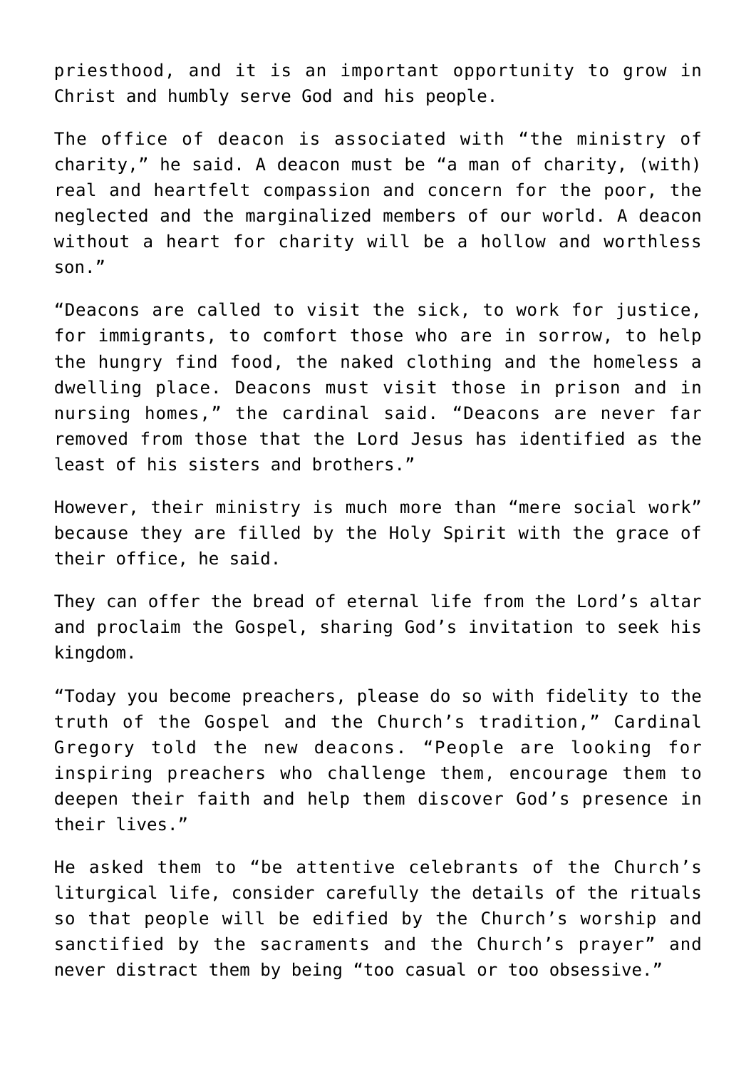priesthood, and it is an important opportunity to grow in Christ and humbly serve God and his people.

The office of deacon is associated with “the ministry of charity,” he said. A deacon must be “a man of charity, (with) real and heartfelt compassion and concern for the poor, the neglected and the marginalized members of our world. A deacon without a heart for charity will be a hollow and worthless son.”

“Deacons are called to visit the sick, to work for justice, for immigrants, to comfort those who are in sorrow, to help the hungry find food, the naked clothing and the homeless a dwelling place. Deacons must visit those in prison and in nursing homes,” the cardinal said. “Deacons are never far removed from those that the Lord Jesus has identified as the least of his sisters and brothers.”

However, their ministry is much more than “mere social work” because they are filled by the Holy Spirit with the grace of their office, he said.

They can offer the bread of eternal life from the Lord’s altar and proclaim the Gospel, sharing God’s invitation to seek his kingdom.

“Today you become preachers, please do so with fidelity to the truth of the Gospel and the Church’s tradition,” Cardinal Gregory told the new deacons. “People are looking for inspiring preachers who challenge them, encourage them to deepen their faith and help them discover God’s presence in their lives.”

He asked them to “be attentive celebrants of the Church’s liturgical life, consider carefully the details of the rituals so that people will be edified by the Church’s worship and sanctified by the sacraments and the Church’s prayer” and never distract them by being “too casual or too obsessive.”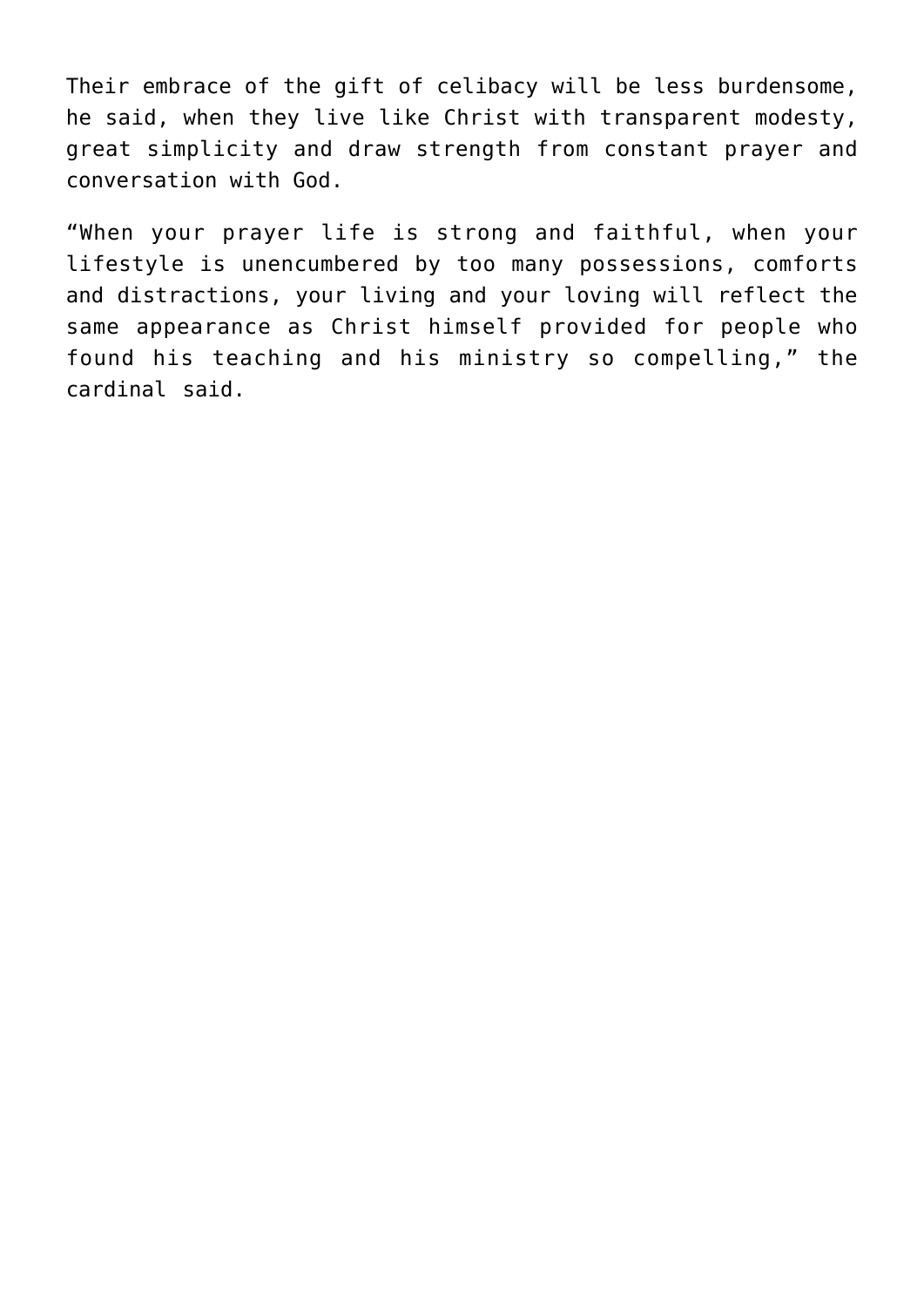Their embrace of the gift of celibacy will be less burdensome, he said, when they live like Christ with transparent modesty, great simplicity and draw strength from constant prayer and conversation with God.

“When your prayer life is strong and faithful, when your lifestyle is unencumbered by too many possessions, comforts and distractions, your living and your loving will reflect the same appearance as Christ himself provided for people who found his teaching and his ministry so compelling,” the cardinal said.